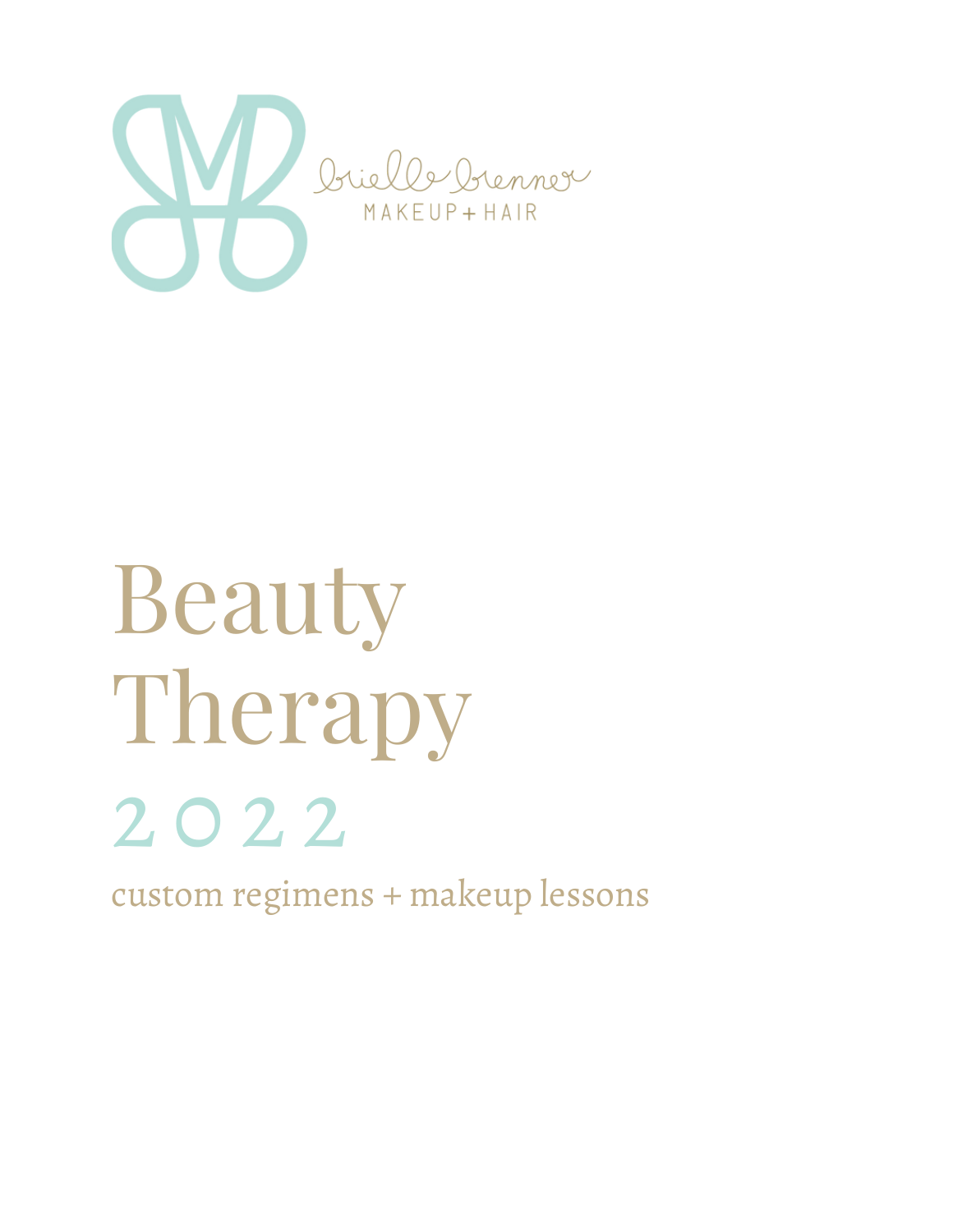brielle brenner
MAKEUP + HAIR

# Beauty Therapy

## 2022

custom regimens + makeup lessons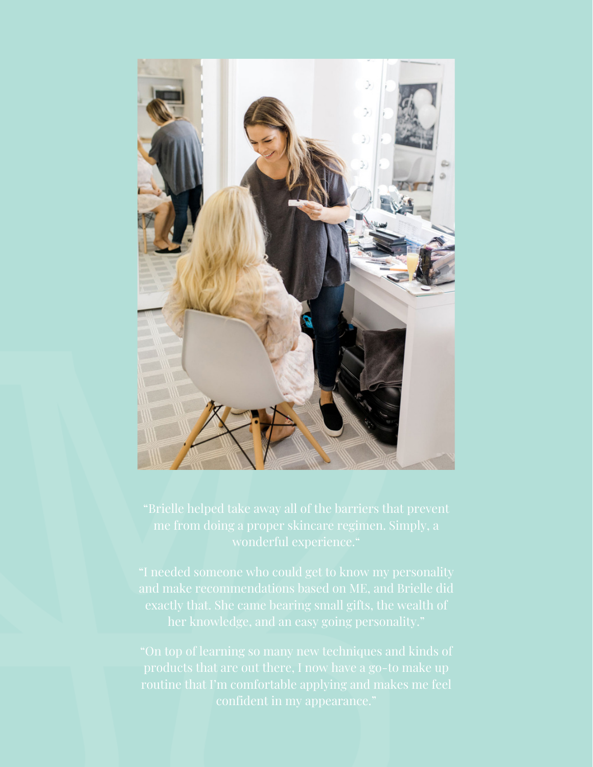"Brielle helped take away all of the barriers that prevent me from doing a proper skincare regimen. Simply, a wonderful experience."

"I needed someone who could get to know my personality and make recommendations based on ME, and Brielle did exactly that. She came bearing small gifts, the wealth of her knowledge, and an easy going personality."

"On top of learning so many new techniques and kinds of products that are out there, I now have a go-to make up routine that I'm comfortable applying and makes me feel confident in my appearance."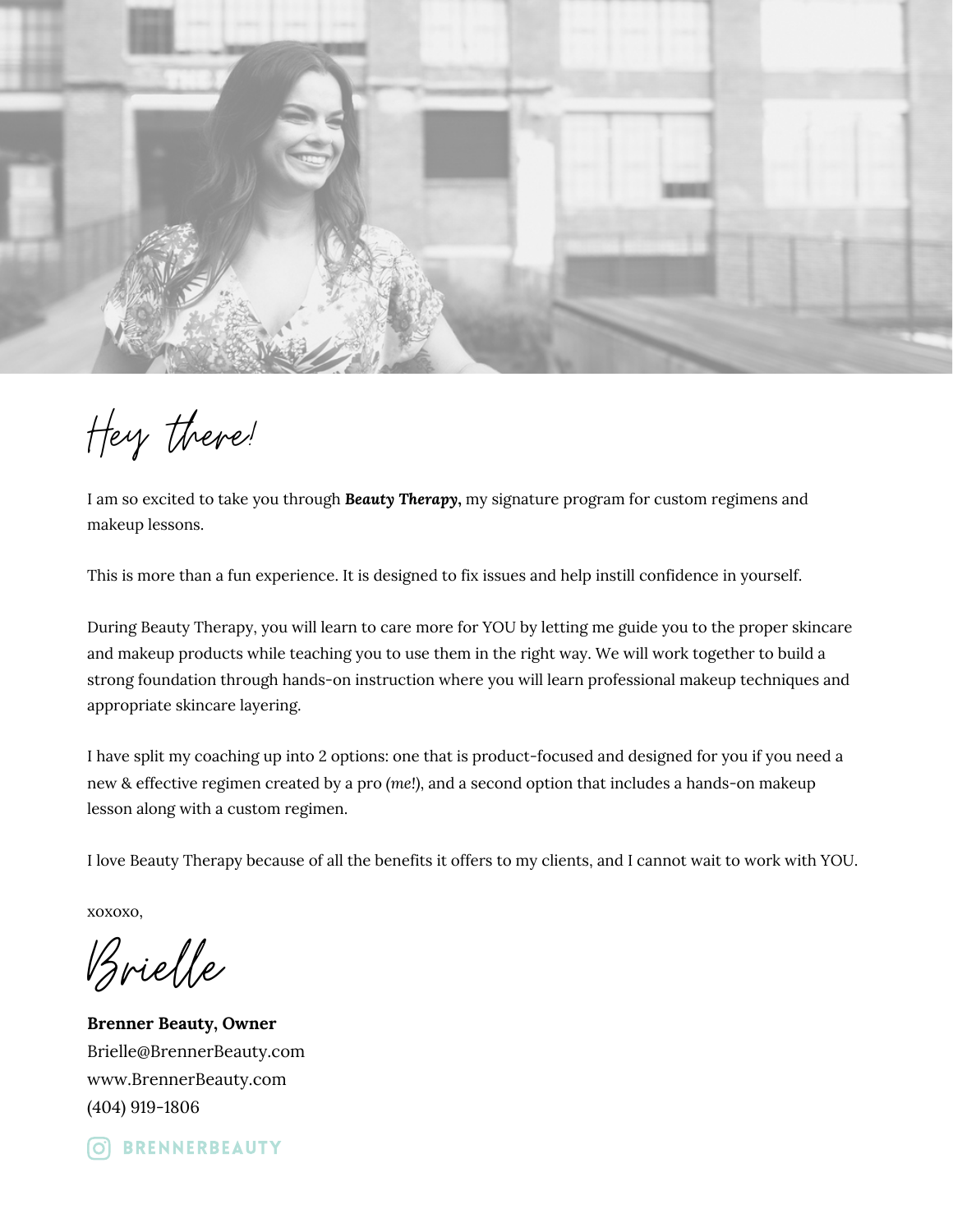# Hey there!

I am so excited to take you through ***Beauty Therapy***, my signature program for custom regimens and makeup lessons.

This is more than a fun experience. It is designed to fix issues and help instill confidence in yourself.

During Beauty Therapy, you will learn to care more for YOU by letting me guide you to the proper skincare and makeup products while teaching you to use them in the right way. We will work together to build a strong foundation through hands-on instruction where you will learn professional makeup techniques and appropriate skincare layering.

I have split my coaching up into 2 options: one that is product-focused and designed for you if you need a new & effective regimen created by a pro (*me!*), and a second option that includes a hands-on makeup lesson along with a custom regimen.

I love Beauty Therapy because of all the benefits it offers to my clients, and I cannot wait to work with YOU.

xoxoxo,

Brielle

**Brenner Beauty, Owner**
Brielle@BrennerBeauty.com
www.BrennerBeauty.com
(404) 919-1806

BRENNERBEAUTY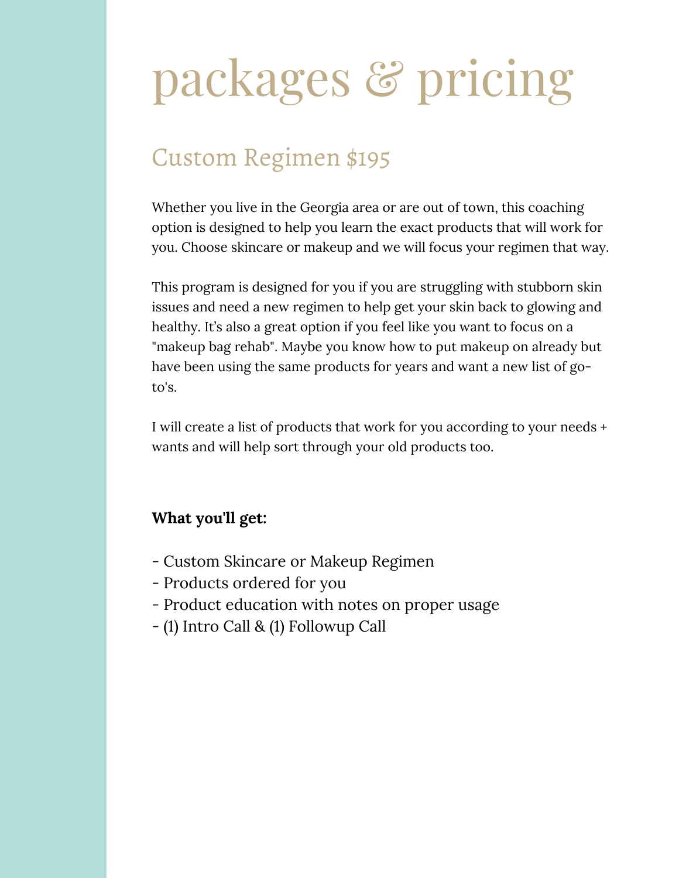# packages & pricing

## Custom Regimen $195

Whether you live in the Georgia area or are out of town, this coaching option is designed to help you learn the exact products that will work for you. Choose skincare or makeup and we will focus your regimen that way.

This program is designed for you if you are struggling with stubborn skin issues and need a new regimen to help get your skin back to glowing and healthy. It's also a great option if you feel like you want to focus on a "makeup bag rehab". Maybe you know how to put makeup on already but have been using the same products for years and want a new list of go-to's.

I will create a list of products that work for you according to your needs + wants and will help sort through your old products too.

**What you'll get:**

- Custom Skincare or Makeup Regimen
- Products ordered for you
- Product education with notes on proper usage
- (1) Intro Call & (1) Followup Call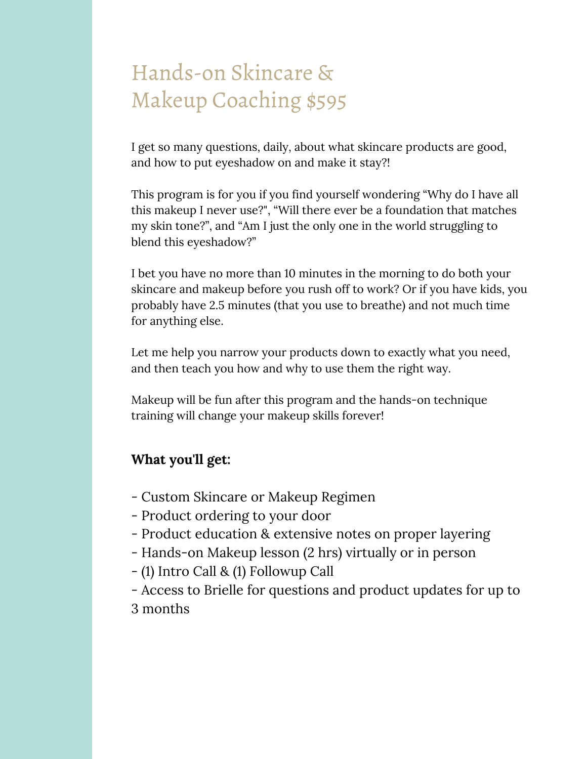# Hands-on Skincare & Makeup Coaching $595

I get so many questions, daily, about what skincare products are good, and how to put eyeshadow on and make it stay?!

This program is for you if you find yourself wondering "Why do I have all this makeup I never use?", "Will there ever be a foundation that matches my skin tone?", and "Am I just the only one in the world struggling to blend this eyeshadow?"

I bet you have no more than 10 minutes in the morning to do both your skincare and makeup before you rush off to work? Or if you have kids, you probably have 2.5 minutes (that you use to breathe) and not much time for anything else.

Let me help you narrow your products down to exactly what you need, and then teach you how and why to use them the right way.

Makeup will be fun after this program and the hands-on technique training will change your makeup skills forever!

**What you'll get:**

- Custom Skincare or Makeup Regimen
- Product ordering to your door
- Product education & extensive notes on proper layering
- Hands-on Makeup lesson (2 hrs) virtually or in person
- (1) Intro Call & (1) Followup Call
- Access to Brielle for questions and product updates for up to 3 months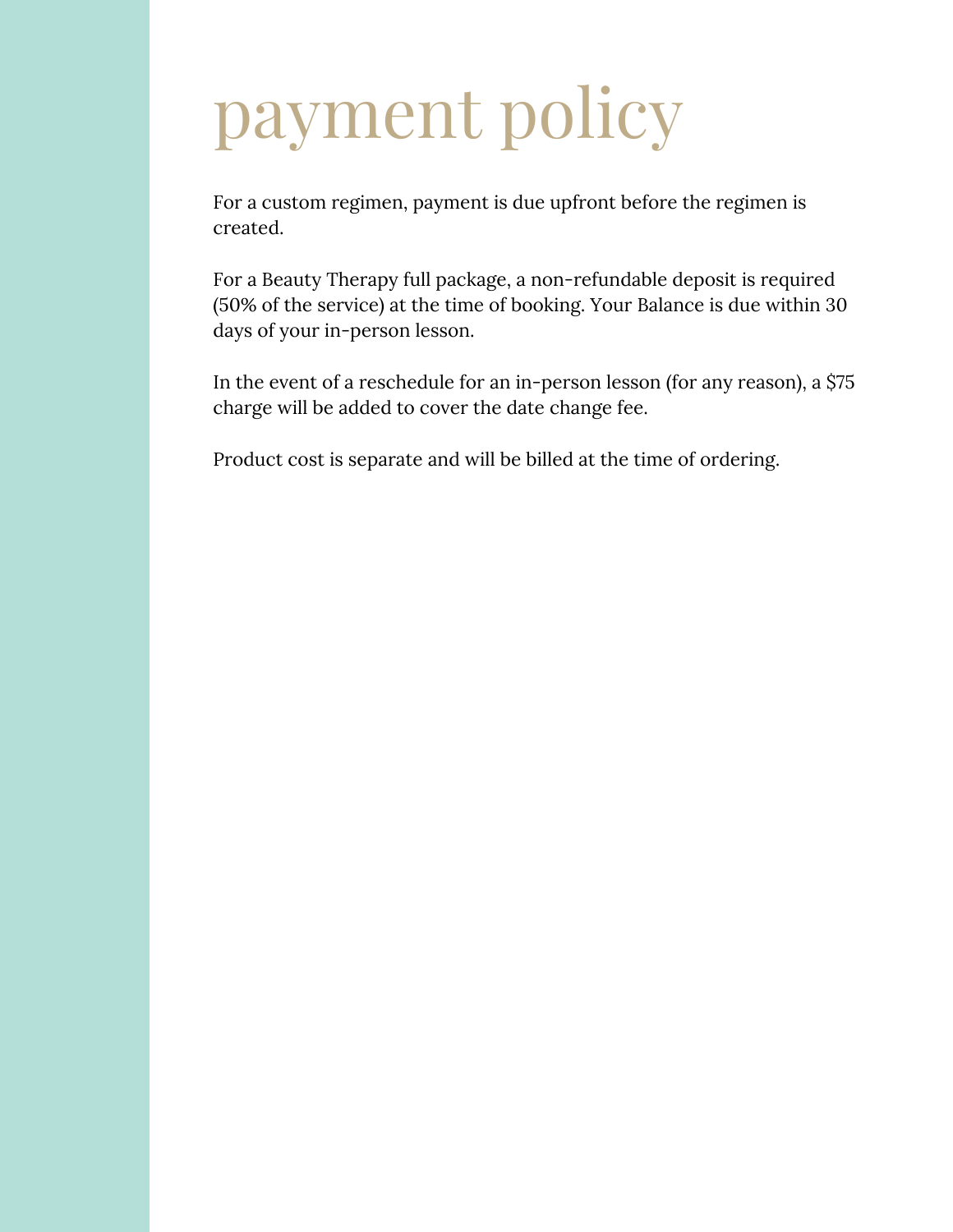# payment policy

For a custom regimen, payment is due upfront before the regimen is created.

For a Beauty Therapy full package, a non-refundable deposit is required (50% of the service) at the time of booking. Your Balance is due within 30 days of your in-person lesson.

In the event of a reschedule for an in-person lesson (for any reason), a $75 charge will be added to cover the date change fee.

Product cost is separate and will be billed at the time of ordering.